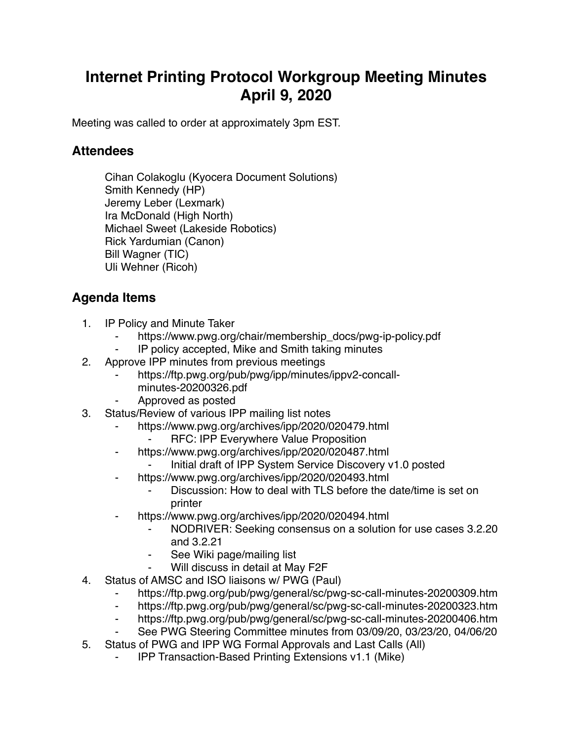# Internet Printing Protocol Workgroup Meeting Minutes April 9, 2020

Meeting was called to order at approximately 3pm EST.

## Attendees

Cihan Colakoglu (Kyocera Document Solutions)
Smith Kennedy (HP)
Jeremy Leber (Lexmark)
Ira McDonald (High North)
Michael Sweet (Lakeside Robotics)
Rick Yardumian (Canon)
Bill Wagner (TIC)
Uli Wehner (Ricoh)

## Agenda Items

1. IP Policy and Minute Taker
    - https://www.pwg.org/chair/membership_docs/pwg-ip-policy.pdf
    - IP policy accepted, Mike and Smith taking minutes
2. Approve IPP minutes from previous meetings
    - https://ftp.pwg.org/pub/pwg/ipp/minutes/ippv2-concall-minutes-20200326.pdf
    - Approved as posted
3. Status/Review of various IPP mailing list notes
    - https://www.pwg.org/archives/ipp/2020/020479.html
        - RFC: IPP Everywhere Value Proposition
    - https://www.pwg.org/archives/ipp/2020/020487.html
        - Initial draft of IPP System Service Discovery v1.0 posted
    - https://www.pwg.org/archives/ipp/2020/020493.html
        - Discussion: How to deal with TLS before the date/time is set on printer
    - https://www.pwg.org/archives/ipp/2020/020494.html
        - NODRIVER: Seeking consensus on a solution for use cases 3.2.20 and 3.2.21
        - See Wiki page/mailing list
        - Will discuss in detail at May F2F
4. Status of AMSC and ISO liaisons w/ PWG (Paul)
    - https://ftp.pwg.org/pub/pwg/general/sc/pwg-sc-call-minutes-20200309.htm
    - https://ftp.pwg.org/pub/pwg/general/sc/pwg-sc-call-minutes-20200323.htm
    - https://ftp.pwg.org/pub/pwg/general/sc/pwg-sc-call-minutes-20200406.htm
    - See PWG Steering Committee minutes from 03/09/20, 03/23/20, 04/06/20
5. Status of PWG and IPP WG Formal Approvals and Last Calls (All)
    - IPP Transaction-Based Printing Extensions v1.1 (Mike)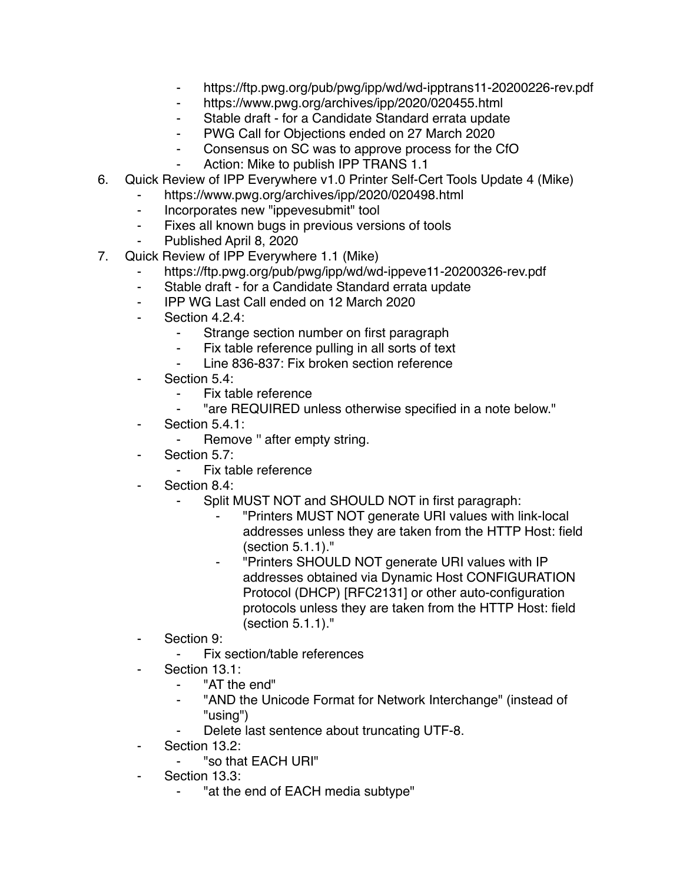- https://ftp.pwg.org/pub/pwg/ipp/wd/wd-ipptrans11-20200226-rev.pdf
- https://www.pwg.org/archives/ipp/2020/020455.html
- Stable draft - for a Candidate Standard errata update
- PWG Call for Objections ended on 27 March 2020
- Consensus on SC was to approve process for the CfO
- Action: Mike to publish IPP TRANS 1.1

6. Quick Review of IPP Everywhere v1.0 Printer Self-Cert Tools Update 4 (Mike)
    - https://www.pwg.org/archives/ipp/2020/020498.html
    - Incorporates new "ippevesubmit" tool
    - Fixes all known bugs in previous versions of tools
    - Published April 8, 2020
7. Quick Review of IPP Everywhere 1.1 (Mike)
    - https://ftp.pwg.org/pub/pwg/ipp/wd/wd-ippeve11-20200326-rev.pdf
    - Stable draft - for a Candidate Standard errata update
    - IPP WG Last Call ended on 12 March 2020
    - Section 4.2.4:
        - Strange section number on first paragraph
        - Fix table reference pulling in all sorts of text
        - Line 836-837: Fix broken section reference
    - Section 5.4:
        - Fix table reference
        - "are REQUIRED unless otherwise specified in a note below."
    - Section 5.4.1:
        - Remove '' after empty string.
    - Section 5.7:
        - Fix table reference
    - Section 8.4:
        - Split MUST NOT and SHOULD NOT in first paragraph:
            - "Printers MUST NOT generate URI values with link-local addresses unless they are taken from the HTTP Host: field (section 5.1.1)."
            - "Printers SHOULD NOT generate URI values with IP addresses obtained via Dynamic Host CONFIGURATION Protocol (DHCP) [RFC2131] or other auto-configuration protocols unless they are taken from the HTTP Host: field (section 5.1.1)."
    - Section 9:
        - Fix section/table references
    - Section 13.1:
        - "AT the end"
        - "AND the Unicode Format for Network Interchange" (instead of "using")
        - Delete last sentence about truncating UTF-8.
    - Section 13.2:
        - "so that EACH URI"
    - Section 13.3:
        - "at the end of EACH media subtype"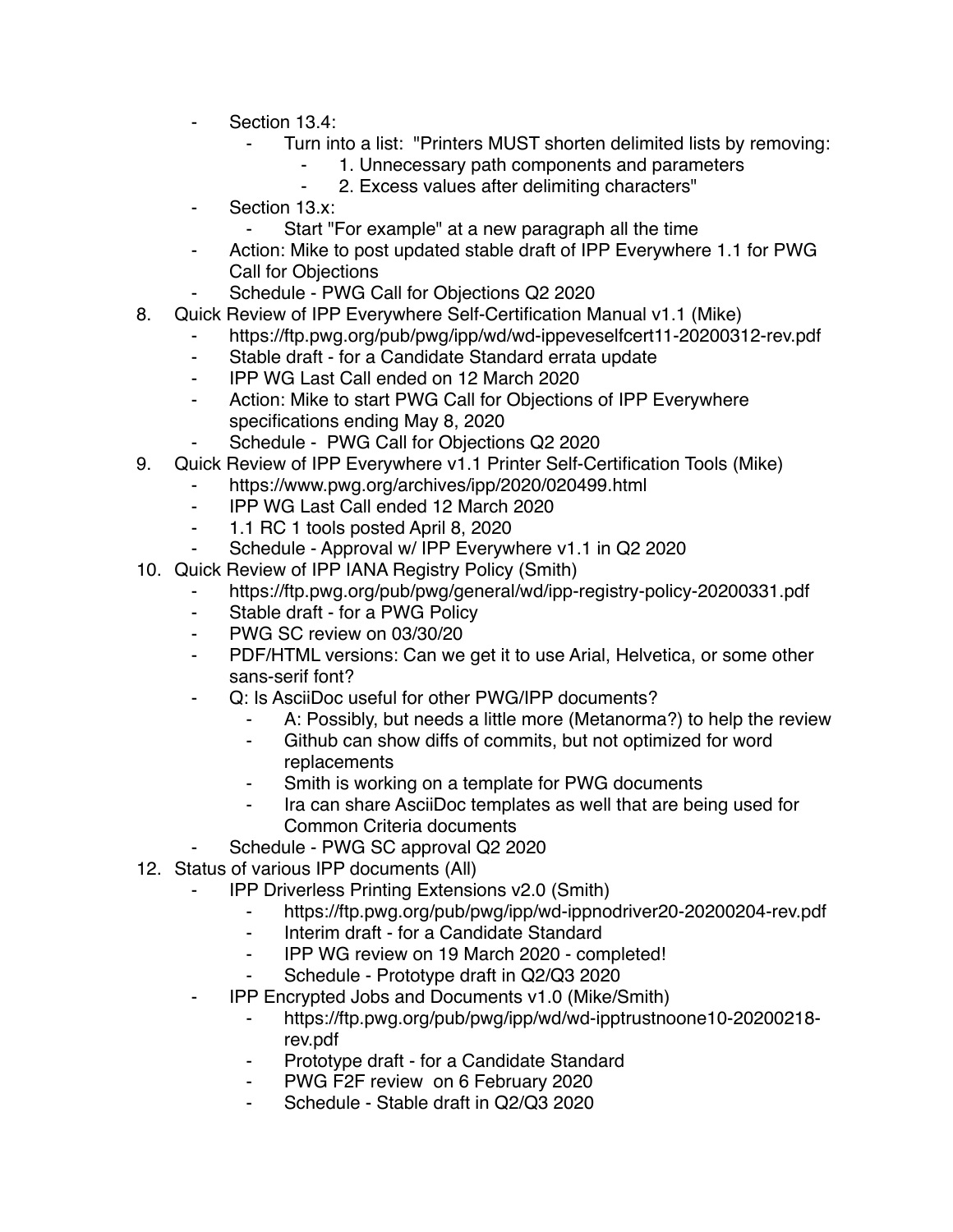- Section 13.4:
    - Turn into a list: "Printers MUST shorten delimited lists by removing:
        - 1. Unnecessary path components and parameters
        - 2. Excess values after delimiting characters"
- Section 13.x:
    - Start "For example" at a new paragraph all the time
- Action: Mike to post updated stable draft of IPP Everywhere 1.1 for PWG Call for Objections
- Schedule - PWG Call for Objections Q2 2020

8. Quick Review of IPP Everywhere Self-Certification Manual v1.1 (Mike)
    - https://ftp.pwg.org/pub/pwg/ipp/wd/wd-ippeveselfcert11-20200312-rev.pdf
    - Stable draft - for a Candidate Standard errata update
    - IPP WG Last Call ended on 12 March 2020
    - Action: Mike to start PWG Call for Objections of IPP Everywhere specifications ending May 8, 2020
    - Schedule - PWG Call for Objections Q2 2020
9. Quick Review of IPP Everywhere v1.1 Printer Self-Certification Tools (Mike)
    - https://www.pwg.org/archives/ipp/2020/020499.html
    - IPP WG Last Call ended 12 March 2020
    - 1.1 RC 1 tools posted April 8, 2020
    - Schedule - Approval w/ IPP Everywhere v1.1 in Q2 2020
10. Quick Review of IPP IANA Registry Policy (Smith)
    - https://ftp.pwg.org/pub/pwg/general/wd/ipp-registry-policy-20200331.pdf
    - Stable draft - for a PWG Policy
    - PWG SC review on 03/30/20
    - PDF/HTML versions: Can we get it to use Arial, Helvetica, or some other sans-serif font?
    - Q: Is AsciiDoc useful for other PWG/IPP documents?
        - A: Possibly, but needs a little more (Metanorma?) to help the review
        - Github can show diffs of commits, but not optimized for word replacements
        - Smith is working on a template for PWG documents
        - Ira can share AsciiDoc templates as well that are being used for Common Criteria documents
    - Schedule - PWG SC approval Q2 2020
12. Status of various IPP documents (All)
    - IPP Driverless Printing Extensions v2.0 (Smith)
        - https://ftp.pwg.org/pub/pwg/ipp/wd-ippnodriver20-20200204-rev.pdf
        - Interim draft - for a Candidate Standard
        - IPP WG review on 19 March 2020 - completed!
        - Schedule - Prototype draft in Q2/Q3 2020
    - IPP Encrypted Jobs and Documents v1.0 (Mike/Smith)
        - https://ftp.pwg.org/pub/pwg/ipp/wd/wd-ipptrustnoone10-20200218-rev.pdf
        - Prototype draft - for a Candidate Standard
        - PWG F2F review on 6 February 2020
        - Schedule - Stable draft in Q2/Q3 2020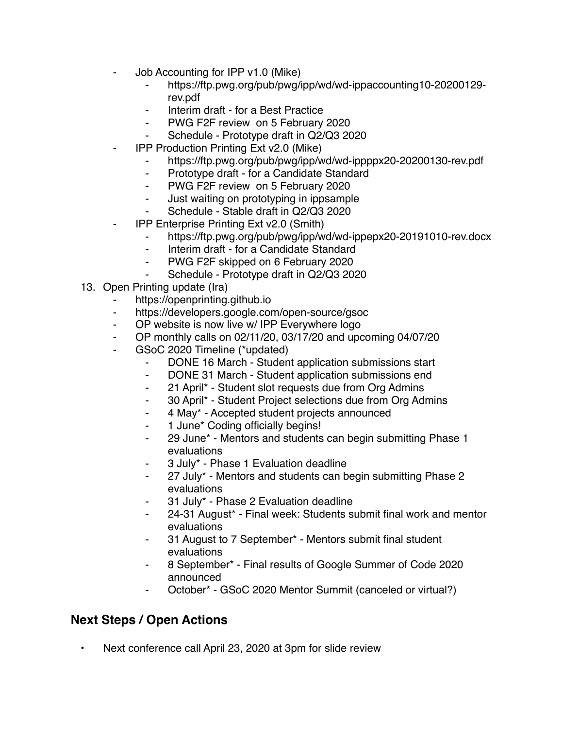- Job Accounting for IPP v1.0 (Mike)
    - https://ftp.pwg.org/pub/pwg/ipp/wd/wd-ippaccounting10-20200129-rev.pdf
    - Interim draft - for a Best Practice
    - PWG F2F review on 5 February 2020
    - Schedule - Prototype draft in Q2/Q3 2020
- IPP Production Printing Ext v2.0 (Mike)
    - https://ftp.pwg.org/pub/pwg/ipp/wd/wd-ippppx20-20200130-rev.pdf
    - Prototype draft - for a Candidate Standard
    - PWG F2F review on 5 February 2020
    - Just waiting on prototyping in ippsample
    - Schedule - Stable draft in Q2/Q3 2020
- IPP Enterprise Printing Ext v2.0 (Smith)
    - https://ftp.pwg.org/pub/pwg/ipp/wd/wd-ippepx20-20191010-rev.docx
    - Interim draft - for a Candidate Standard
    - PWG F2F skipped on 6 February 2020
    - Schedule - Prototype draft in Q2/Q3 2020

13. Open Printing update (Ira)
    - https://openprinting.github.io
    - https://developers.google.com/open-source/gsoc
    - OP website is now live w/ IPP Everywhere logo
    - OP monthly calls on 02/11/20, 03/17/20 and upcoming 04/07/20
    - GSoC 2020 Timeline (*updated)
        - DONE 16 March - Student application submissions start
        - DONE 31 March - Student application submissions end
        - 21 April* - Student slot requests due from Org Admins
        - 30 April* - Student Project selections due from Org Admins
        - 4 May* - Accepted student projects announced
        - 1 June* Coding officially begins!
        - 29 June* - Mentors and students can begin submitting Phase 1 evaluations
        - 3 July* - Phase 1 Evaluation deadline
        - 27 July* - Mentors and students can begin submitting Phase 2 evaluations
        - 31 July* - Phase 2 Evaluation deadline
        - 24-31 August* - Final week: Students submit final work and mentor evaluations
        - 31 August to 7 September* - Mentors submit final student evaluations
        - 8 September* - Final results of Google Summer of Code 2020 announced
        - October* - GSoC 2020 Mentor Summit (canceled or virtual?)

## Next Steps / Open Actions

- Next conference call April 23, 2020 at 3pm for slide review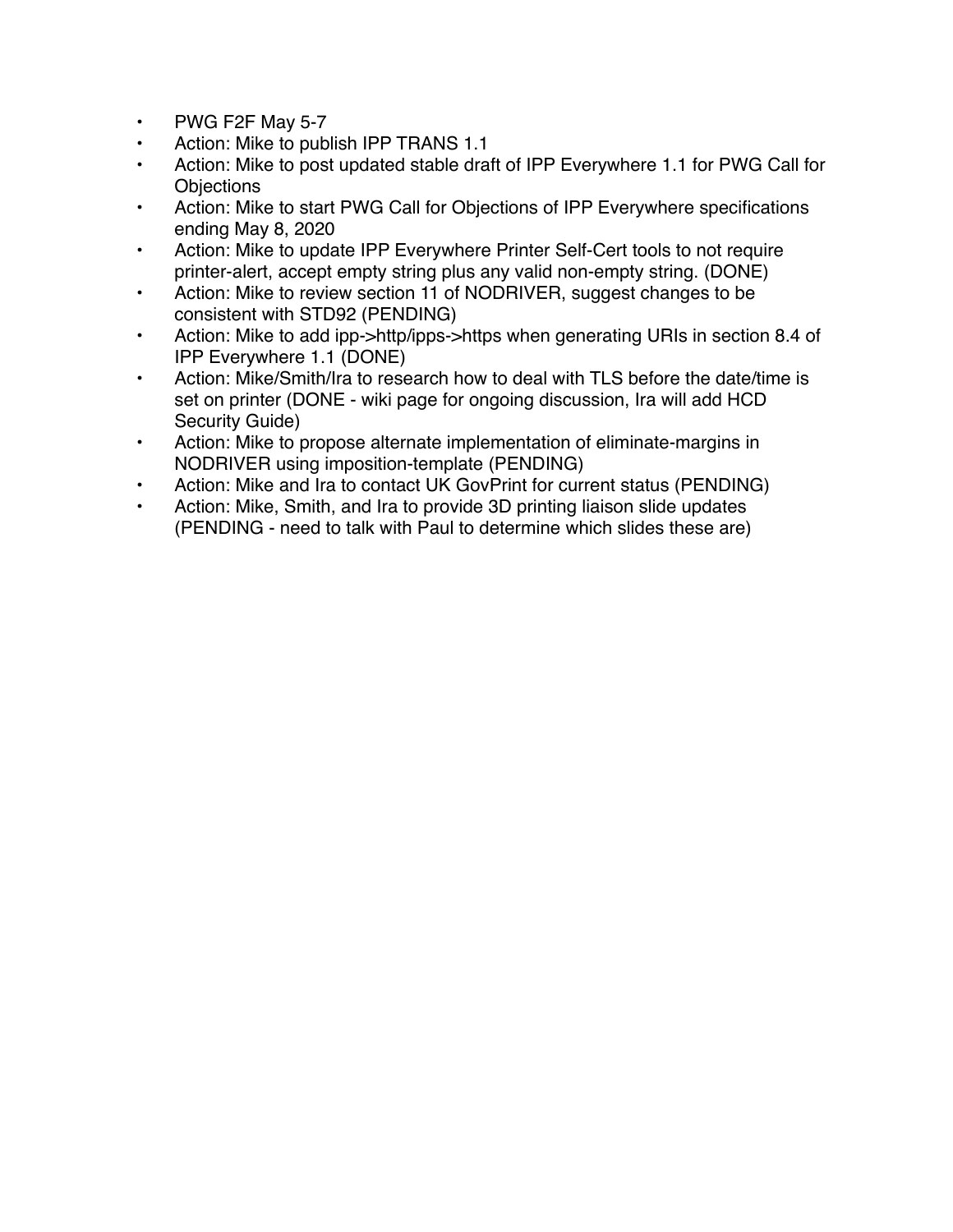- PWG F2F May 5-7
- Action: Mike to publish IPP TRANS 1.1
- Action: Mike to post updated stable draft of IPP Everywhere 1.1 for PWG Call for Objections
- Action: Mike to start PWG Call for Objections of IPP Everywhere specifications ending May 8, 2020
- Action: Mike to update IPP Everywhere Printer Self-Cert tools to not require printer-alert, accept empty string plus any valid non-empty string. (DONE)
- Action: Mike to review section 11 of NODRIVER, suggest changes to be consistent with STD92 (PENDING)
- Action: Mike to add ipp->http/ipps->https when generating URIs in section 8.4 of IPP Everywhere 1.1 (DONE)
- Action: Mike/Smith/Ira to research how to deal with TLS before the date/time is set on printer (DONE - wiki page for ongoing discussion, Ira will add HCD Security Guide)
- Action: Mike to propose alternate implementation of eliminate-margins in NODRIVER using imposition-template (PENDING)
- Action: Mike and Ira to contact UK GovPrint for current status (PENDING)
- Action: Mike, Smith, and Ira to provide 3D printing liaison slide updates (PENDING - need to talk with Paul to determine which slides these are)